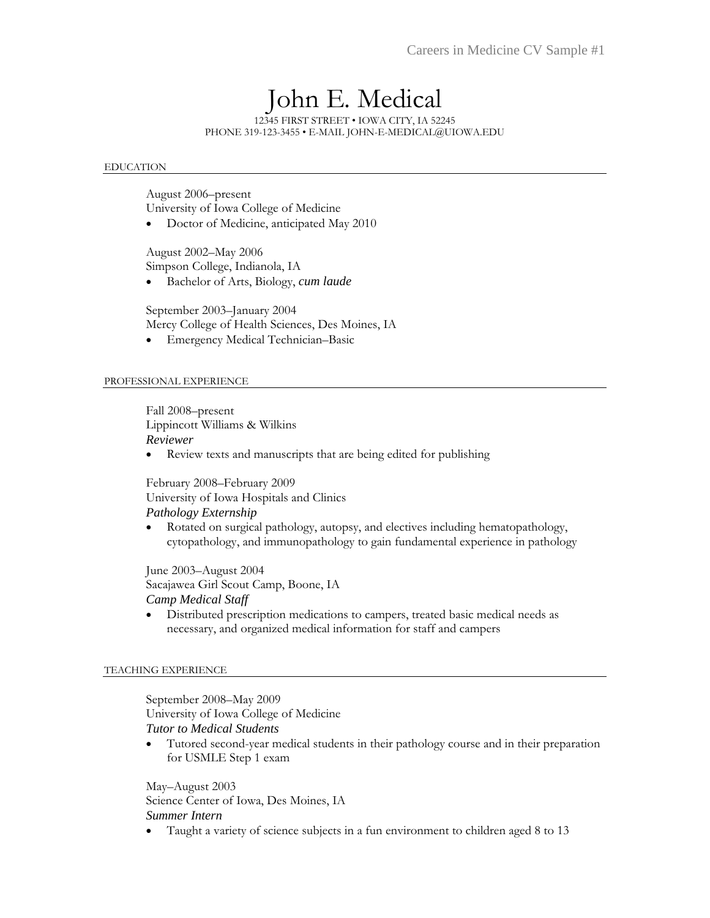# John E. Medical

12345 FIRST STREET • IOWA CITY, IA 52245
PHONE 319-123-3455 • E-MAIL JOHN-E-MEDICAL@UIOWA.EDU

## EDUCATION

August 2006–present
University of Iowa College of Medicine

- Doctor of Medicine, anticipated May 2010

August 2002–May 2006
Simpson College, Indianola, IA

- Bachelor of Arts, Biology, *cum laude*

September 2003–January 2004
Mercy College of Health Sciences, Des Moines, IA

- Emergency Medical Technician–Basic

## PROFESSIONAL EXPERIENCE

Fall 2008–present
Lippincott Williams & Wilkins
*Reviewer*

- Review texts and manuscripts that are being edited for publishing

February 2008–February 2009
University of Iowa Hospitals and Clinics
*Pathology Externship*

- Rotated on surgical pathology, autopsy, and electives including hematopathology, cytopathology, and immunopathology to gain fundamental experience in pathology

June 2003–August 2004
Sacajawea Girl Scout Camp, Boone, IA
*Camp Medical Staff*

- Distributed prescription medications to campers, treated basic medical needs as necessary, and organized medical information for staff and campers

## TEACHING EXPERIENCE

September 2008–May 2009
University of Iowa College of Medicine
*Tutor to Medical Students*

- Tutored second-year medical students in their pathology course and in their preparation for USMLE Step 1 exam

May–August 2003
Science Center of Iowa, Des Moines, IA
*Summer Intern*

- Taught a variety of science subjects in a fun environment to children aged 8 to 13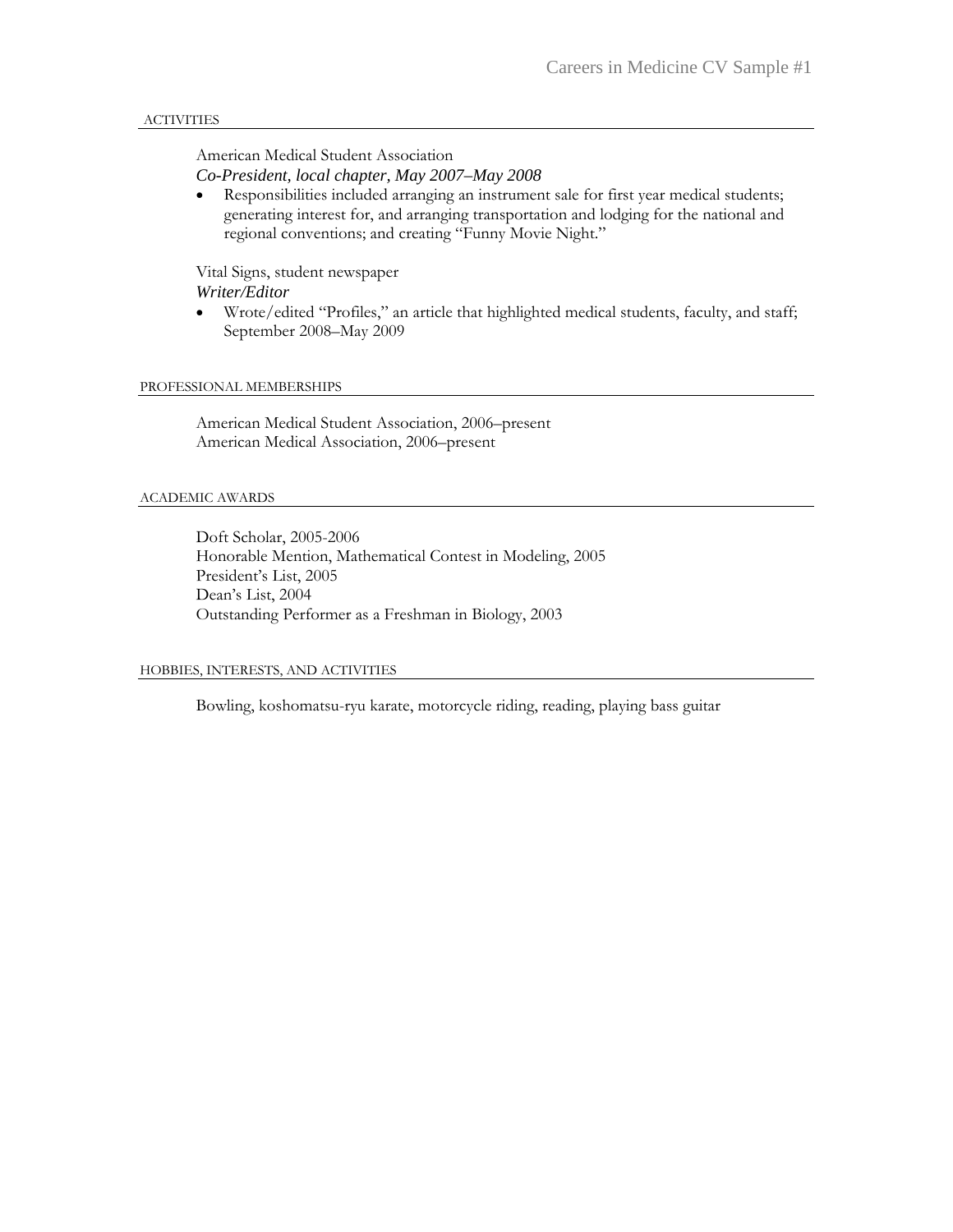## ACTIVITIES

American Medical Student Association
*Co-President, local chapter, May 2007–May 2008*

- Responsibilities included arranging an instrument sale for first year medical students; generating interest for, and arranging transportation and lodging for the national and regional conventions; and creating "Funny Movie Night."

Vital Signs, student newspaper
*Writer/Editor*

- Wrote/edited "Profiles," an article that highlighted medical students, faculty, and staff; September 2008–May 2009

## PROFESSIONAL MEMBERSHIPS

American Medical Student Association, 2006–present
American Medical Association, 2006–present

## ACADEMIC AWARDS

Doft Scholar, 2005-2006
Honorable Mention, Mathematical Contest in Modeling, 2005
President's List, 2005
Dean's List, 2004
Outstanding Performer as a Freshman in Biology, 2003

## HOBBIES, INTERESTS, AND ACTIVITIES

Bowling, koshomatsu-ryu karate, motorcycle riding, reading, playing bass guitar